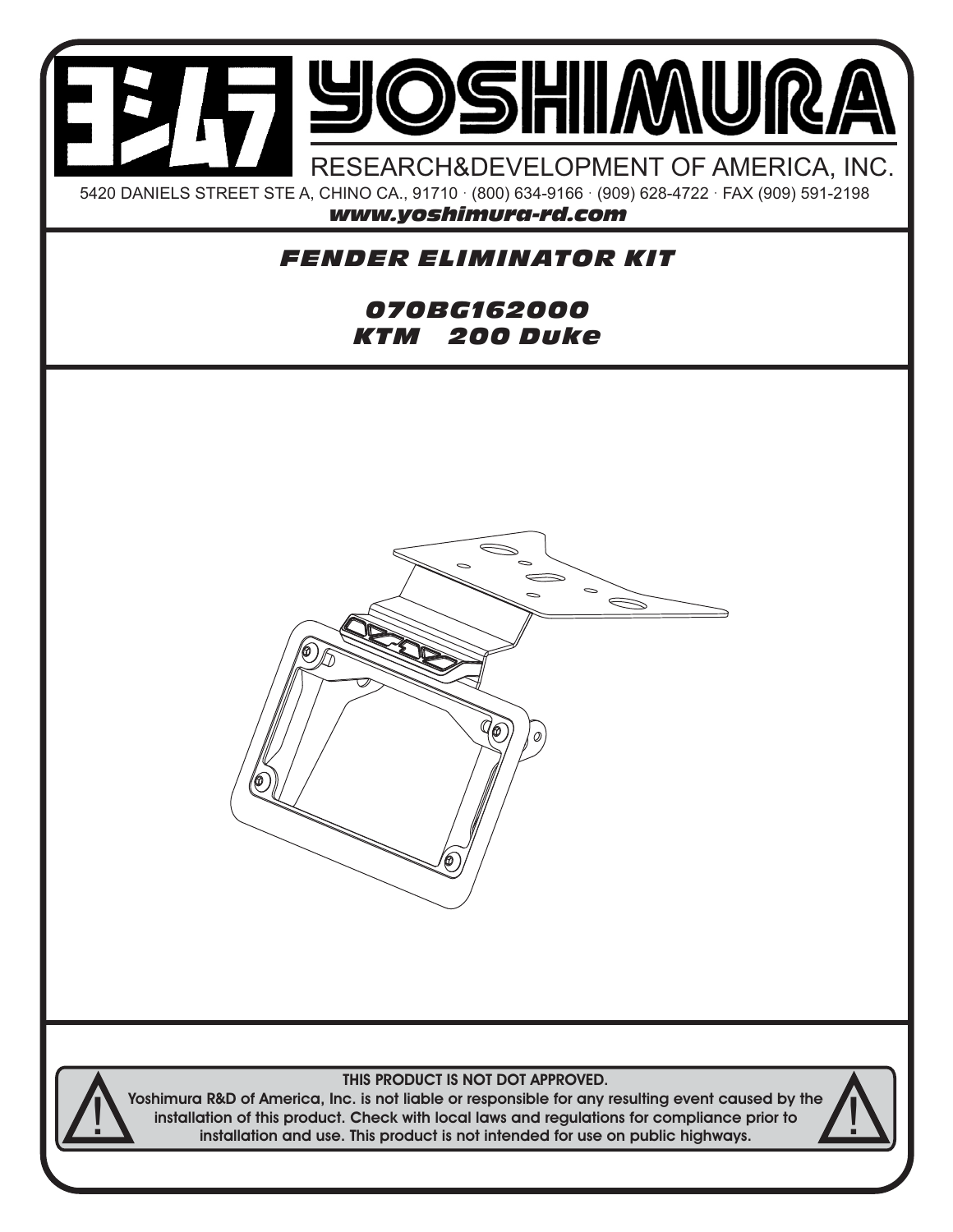# YOSHIMURA

RESEARCH&DEVELOPMENT OF AMERICA, INC.

5420 DANIELS STREET STE A, CHINO CA., 91710 · (800) 634-9166 · (909) 628-4722 · FAX (909) 591-2198

***www.yoshimura-rd.com***

## *FENDER ELIMINATOR KIT*

## *070BG162000*
## *KTM 200 Duke*

**THIS PRODUCT IS NOT DOT APPROVED.**

**Yoshimura R&D of America, Inc. is not liable or responsible for any resulting event caused by the installation of this product. Check with local laws and regulations for compliance prior to installation and use. This product is not intended for use on public highways.**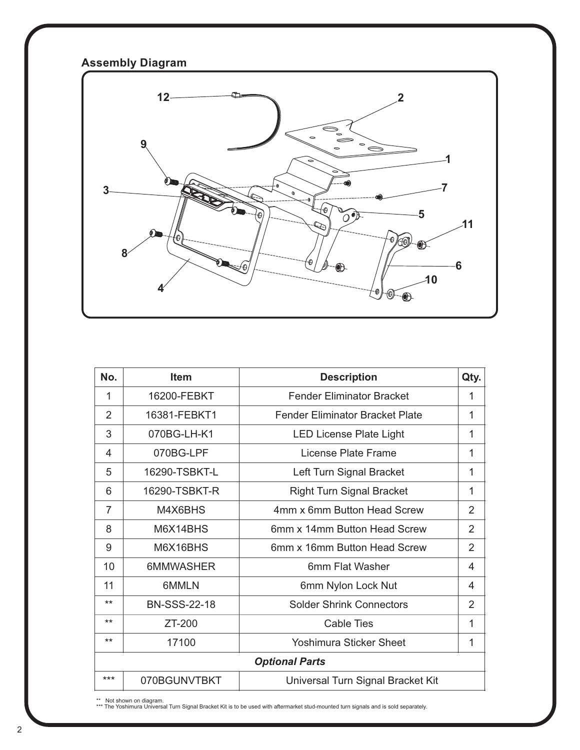## Assembly Diagram

| No. | Item | Description | Qty. |
|---|---|---|---|
| 1 | 16200-FEBKT | Fender Eliminator Bracket | 1 |
| 2 | 16381-FEBKT1 | Fender Eliminator Bracket Plate | 1 |
| 3 | 070BG-LH-K1 | LED License Plate Light | 1 |
| 4 | 070BG-LPF | License Plate Frame | 1 |
| 5 | 16290-TSBKT-L | Left Turn Signal Bracket | 1 |
| 6 | 16290-TSBKT-R | Right Turn Signal Bracket | 1 |
| 7 | M4X6BHS | 4mm x 6mm Button Head Screw | 2 |
| 8 | M6X14BHS | 6mm x 14mm Button Head Screw | 2 |
| 9 | M6X16BHS | 6mm x 16mm Button Head Screw | 2 |
| 10 | 6MMWASHER | 6mm Flat Washer | 4 |
| 11 | 6MMLN | 6mm Nylon Lock Nut | 4 |
| ** | BN-SSS-22-18 | Solder Shrink Connectors | 2 |
| ** | ZT-200 | Cable Ties | 1 |
| ** | 17100 | Yoshimura Sticker Sheet | 1 |
| | | ***Optional Parts*** | |
| *** | 070BGUNVTBKT | Universal Turn Signal Bracket Kit | |

** Not shown on diagram.
*** The Yoshimura Universal Turn Signal Bracket Kit is to be used with aftermarket stud-mounted turn signals and is sold separately.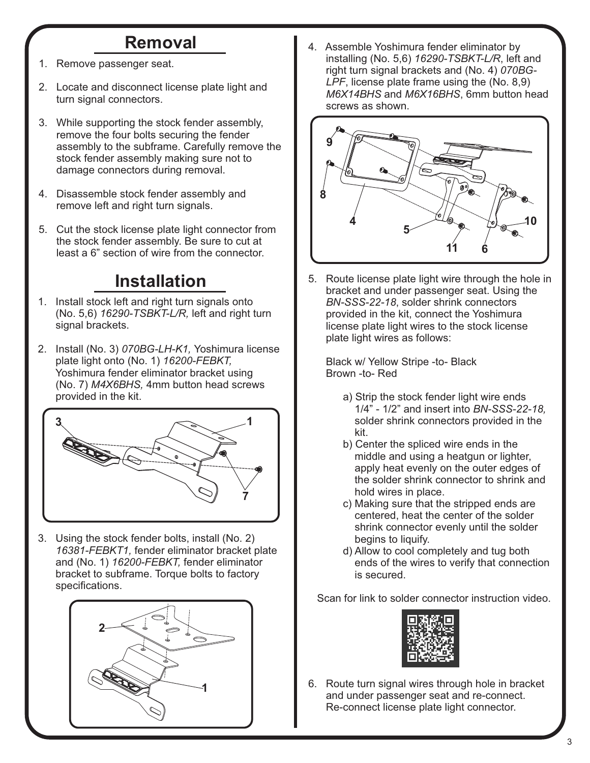## Removal

1. Remove passenger seat.
2. Locate and disconnect license plate light and turn signal connectors.
3. While supporting the stock fender assembly, remove the four bolts securing the fender assembly to the subframe. Carefully remove the stock fender assembly making sure not to damage connectors during removal.
4. Disassemble stock fender assembly and remove left and right turn signals.
5. Cut the stock license plate light connector from the stock fender assembly. Be sure to cut at least a 6” section of wire from the connector.

## Installation

1. Install stock left and right turn signals onto (No. 5,6) *16290-TSBKT-L/R,* left and right turn signal brackets.
2. Install (No. 3) *070BG-LH-K1,* Yoshimura license plate light onto (No. 1) *16200-FEBKT,* Yoshimura fender eliminator bracket using (No. 7) *M4X6BHS,* 4mm button head screws provided in the kit.
3. Using the stock fender bolts, install (No. 2) *16381-FEBKT1,* fender eliminator bracket plate and (No. 1) *16200-FEBKT,* fender eliminator bracket to subframe. Torque bolts to factory specifications.
4. Assemble Yoshimura fender eliminator by installing (No. 5,6) *16290-TSBKT-L/R*, left and right turn signal brackets and (No. 4) *070BG-LPF*, license plate frame using the (No. 8,9) *M6X14BHS* and *M6X16BHS*, 6mm button head screws as shown.
5. Route license plate light wire through the hole in bracket and under passenger seat. Using the *BN-SSS-22-18*, solder shrink connectors provided in the kit, connect the Yoshimura license plate light wires to the stock license plate light wires as follows:

   Black w/ Yellow Stripe -to- Black
   Brown -to- Red

   a) Strip the stock fender light wire ends 1/4” - 1/2” and insert into *BN-SSS-22-18,* solder shrink connectors provided in the kit.
   b) Center the spliced wire ends in the middle and using a heatgun or lighter, apply heat evenly on the outer edges of the solder shrink connector to shrink and hold wires in place.
   c) Making sure that the stripped ends are centered, heat the center of the solder shrink connector evenly until the solder begins to liquify.
   d) Allow to cool completely and tug both ends of the wires to verify that connection is secured.

   Scan for link to solder connector instruction video.

6. Route turn signal wires through hole in bracket and under passenger seat and re-connect. Re-connect license plate light connector.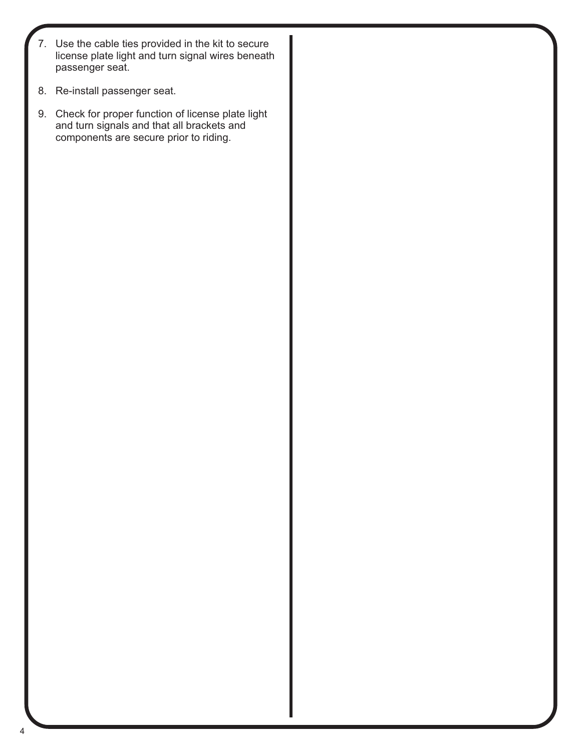7. Use the cable ties provided in the kit to secure license plate light and turn signal wires beneath passenger seat.
8. Re-install passenger seat.
9. Check for proper function of license plate light and turn signals and that all brackets and components are secure prior to riding.